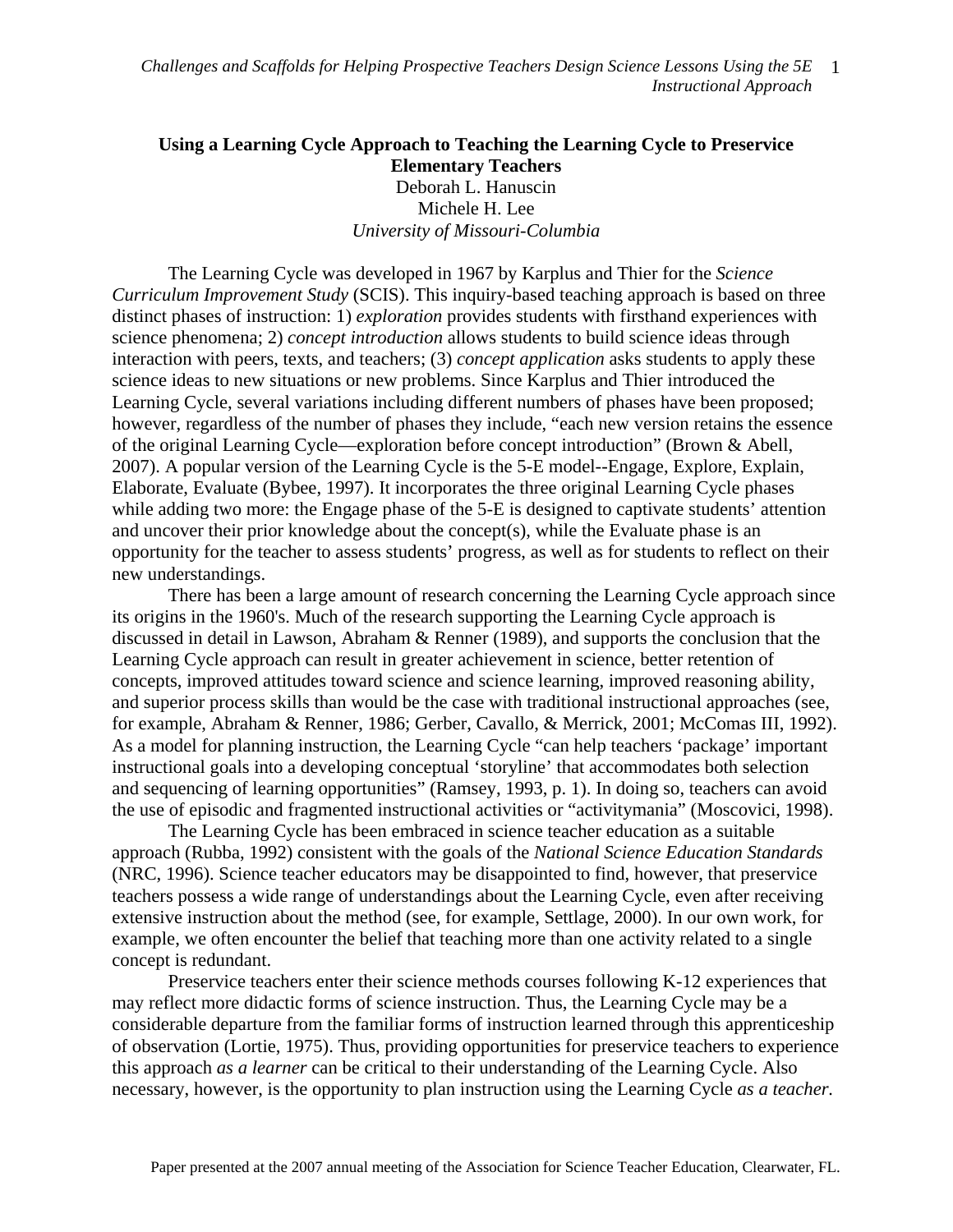# Using a Learning Cycle Approach to Teaching the Learning Cycle to Preservice Elementary Teachers

Deborah L. Hanuscin
Michele H. Lee
*University of Missouri-Columbia*

The Learning Cycle was developed in 1967 by Karplus and Thier for the *Science Curriculum Improvement Study* (SCIS). This inquiry-based teaching approach is based on three distinct phases of instruction: 1) *exploration* provides students with firsthand experiences with science phenomena; 2) *concept introduction* allows students to build science ideas through interaction with peers, texts, and teachers; (3) *concept application* asks students to apply these science ideas to new situations or new problems. Since Karplus and Thier introduced the Learning Cycle, several variations including different numbers of phases have been proposed; however, regardless of the number of phases they include, "each new version retains the essence of the original Learning Cycle—exploration before concept introduction" (Brown & Abell, 2007). A popular version of the Learning Cycle is the 5-E model--Engage, Explore, Explain, Elaborate, Evaluate (Bybee, 1997). It incorporates the three original Learning Cycle phases while adding two more: the Engage phase of the 5-E is designed to captivate students' attention and uncover their prior knowledge about the concept(s), while the Evaluate phase is an opportunity for the teacher to assess students' progress, as well as for students to reflect on their new understandings.

There has been a large amount of research concerning the Learning Cycle approach since its origins in the 1960's. Much of the research supporting the Learning Cycle approach is discussed in detail in Lawson, Abraham & Renner (1989), and supports the conclusion that the Learning Cycle approach can result in greater achievement in science, better retention of concepts, improved attitudes toward science and science learning, improved reasoning ability, and superior process skills than would be the case with traditional instructional approaches (see, for example, Abraham & Renner, 1986; Gerber, Cavallo, & Merrick, 2001; McComas III, 1992). As a model for planning instruction, the Learning Cycle "can help teachers 'package' important instructional goals into a developing conceptual 'storyline' that accommodates both selection and sequencing of learning opportunities" (Ramsey, 1993, p. 1). In doing so, teachers can avoid the use of episodic and fragmented instructional activities or "activitymania" (Moscovici, 1998).

The Learning Cycle has been embraced in science teacher education as a suitable approach (Rubba, 1992) consistent with the goals of the *National Science Education Standards* (NRC, 1996). Science teacher educators may be disappointed to find, however, that preservice teachers possess a wide range of understandings about the Learning Cycle, even after receiving extensive instruction about the method (see, for example, Settlage, 2000). In our own work, for example, we often encounter the belief that teaching more than one activity related to a single concept is redundant.

Preservice teachers enter their science methods courses following K-12 experiences that may reflect more didactic forms of science instruction. Thus, the Learning Cycle may be a considerable departure from the familiar forms of instruction learned through this apprenticeship of observation (Lortie, 1975). Thus, providing opportunities for preservice teachers to experience this approach *as a learner* can be critical to their understanding of the Learning Cycle. Also necessary, however, is the opportunity to plan instruction using the Learning Cycle *as a teacher*.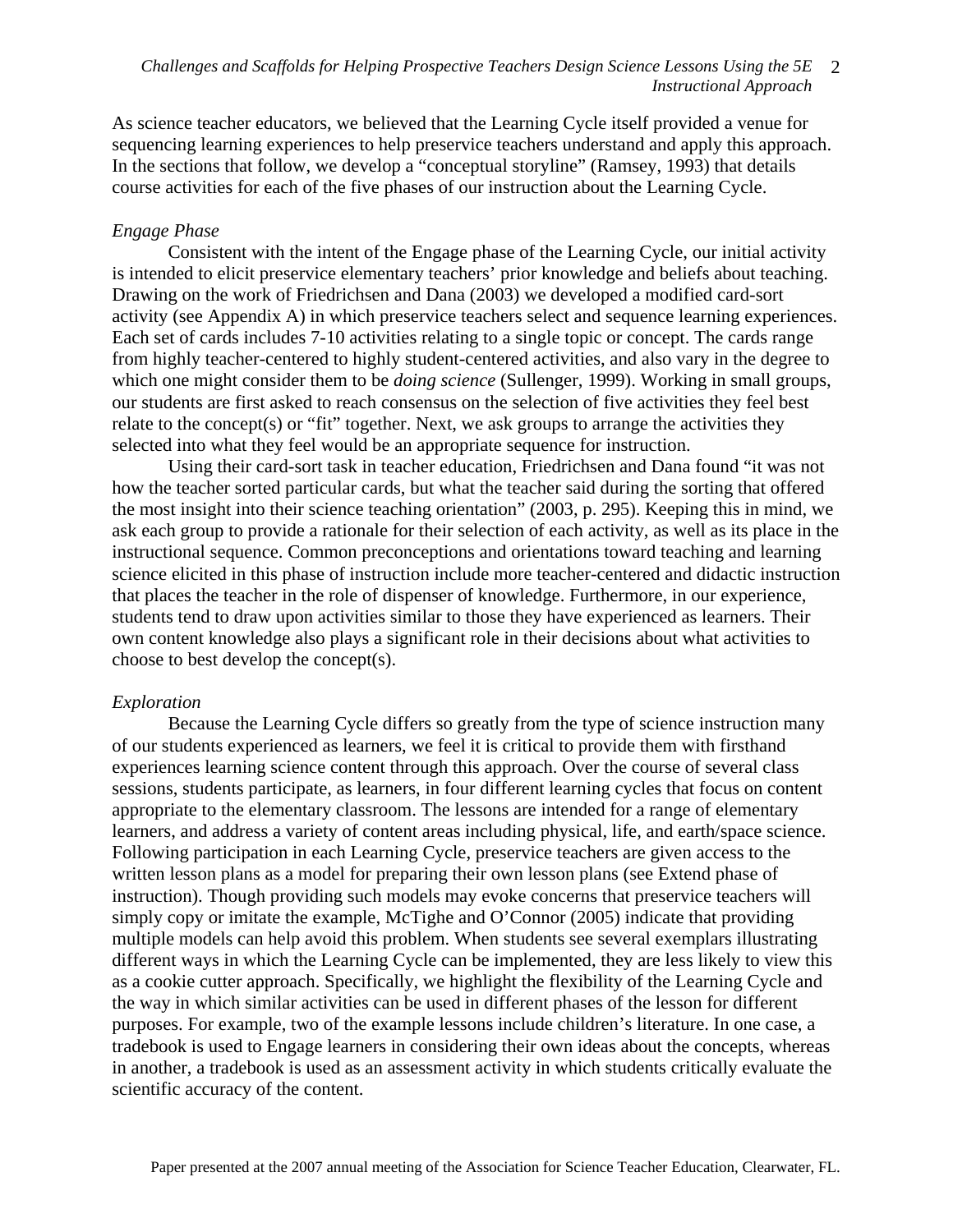As science teacher educators, we believed that the Learning Cycle itself provided a venue for sequencing learning experiences to help preservice teachers understand and apply this approach. In the sections that follow, we develop a "conceptual storyline" (Ramsey, 1993) that details course activities for each of the five phases of our instruction about the Learning Cycle.

*Engage Phase*

Consistent with the intent of the Engage phase of the Learning Cycle, our initial activity is intended to elicit preservice elementary teachers' prior knowledge and beliefs about teaching. Drawing on the work of Friedrichsen and Dana (2003) we developed a modified card-sort activity (see Appendix A) in which preservice teachers select and sequence learning experiences. Each set of cards includes 7-10 activities relating to a single topic or concept. The cards range from highly teacher-centered to highly student-centered activities, and also vary in the degree to which one might consider them to be *doing science* (Sullenger, 1999). Working in small groups, our students are first asked to reach consensus on the selection of five activities they feel best relate to the concept(s) or "fit" together. Next, we ask groups to arrange the activities they selected into what they feel would be an appropriate sequence for instruction.

Using their card-sort task in teacher education, Friedrichsen and Dana found "it was not how the teacher sorted particular cards, but what the teacher said during the sorting that offered the most insight into their science teaching orientation" (2003, p. 295). Keeping this in mind, we ask each group to provide a rationale for their selection of each activity, as well as its place in the instructional sequence. Common preconceptions and orientations toward teaching and learning science elicited in this phase of instruction include more teacher-centered and didactic instruction that places the teacher in the role of dispenser of knowledge. Furthermore, in our experience, students tend to draw upon activities similar to those they have experienced as learners. Their own content knowledge also plays a significant role in their decisions about what activities to choose to best develop the concept(s).

*Exploration*

Because the Learning Cycle differs so greatly from the type of science instruction many of our students experienced as learners, we feel it is critical to provide them with firsthand experiences learning science content through this approach. Over the course of several class sessions, students participate, as learners, in four different learning cycles that focus on content appropriate to the elementary classroom. The lessons are intended for a range of elementary learners, and address a variety of content areas including physical, life, and earth/space science. Following participation in each Learning Cycle, preservice teachers are given access to the written lesson plans as a model for preparing their own lesson plans (see Extend phase of instruction). Though providing such models may evoke concerns that preservice teachers will simply copy or imitate the example, McTighe and O'Connor (2005) indicate that providing multiple models can help avoid this problem. When students see several exemplars illustrating different ways in which the Learning Cycle can be implemented, they are less likely to view this as a cookie cutter approach. Specifically, we highlight the flexibility of the Learning Cycle and the way in which similar activities can be used in different phases of the lesson for different purposes. For example, two of the example lessons include children's literature. In one case, a tradebook is used to Engage learners in considering their own ideas about the concepts, whereas in another, a tradebook is used as an assessment activity in which students critically evaluate the scientific accuracy of the content.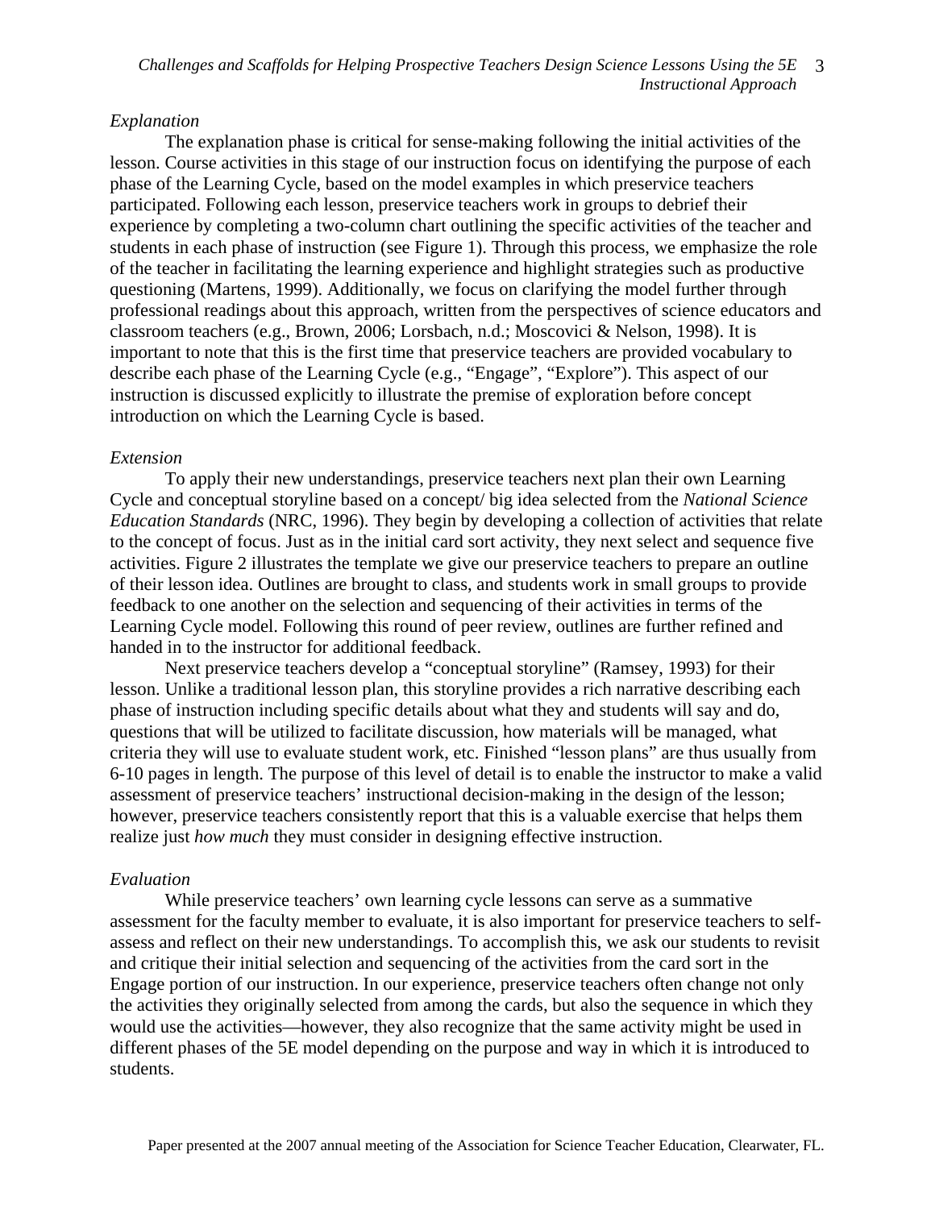### *Explanation*

The explanation phase is critical for sense-making following the initial activities of the lesson. Course activities in this stage of our instruction focus on identifying the purpose of each phase of the Learning Cycle, based on the model examples in which preservice teachers participated. Following each lesson, preservice teachers work in groups to debrief their experience by completing a two-column chart outlining the specific activities of the teacher and students in each phase of instruction (see Figure 1). Through this process, we emphasize the role of the teacher in facilitating the learning experience and highlight strategies such as productive questioning (Martens, 1999). Additionally, we focus on clarifying the model further through professional readings about this approach, written from the perspectives of science educators and classroom teachers (e.g., Brown, 2006; Lorsbach, n.d.; Moscovici & Nelson, 1998). It is important to note that this is the first time that preservice teachers are provided vocabulary to describe each phase of the Learning Cycle (e.g., "Engage", "Explore"). This aspect of our instruction is discussed explicitly to illustrate the premise of exploration before concept introduction on which the Learning Cycle is based.

### *Extension*

To apply their new understandings, preservice teachers next plan their own Learning Cycle and conceptual storyline based on a concept/ big idea selected from the *National Science Education Standards* (NRC, 1996). They begin by developing a collection of activities that relate to the concept of focus. Just as in the initial card sort activity, they next select and sequence five activities. Figure 2 illustrates the template we give our preservice teachers to prepare an outline of their lesson idea. Outlines are brought to class, and students work in small groups to provide feedback to one another on the selection and sequencing of their activities in terms of the Learning Cycle model. Following this round of peer review, outlines are further refined and handed in to the instructor for additional feedback.

Next preservice teachers develop a "conceptual storyline" (Ramsey, 1993) for their lesson. Unlike a traditional lesson plan, this storyline provides a rich narrative describing each phase of instruction including specific details about what they and students will say and do, questions that will be utilized to facilitate discussion, how materials will be managed, what criteria they will use to evaluate student work, etc. Finished "lesson plans" are thus usually from 6-10 pages in length. The purpose of this level of detail is to enable the instructor to make a valid assessment of preservice teachers' instructional decision-making in the design of the lesson; however, preservice teachers consistently report that this is a valuable exercise that helps them realize just *how much* they must consider in designing effective instruction.

### *Evaluation*

While preservice teachers' own learning cycle lessons can serve as a summative assessment for the faculty member to evaluate, it is also important for preservice teachers to self-assess and reflect on their new understandings. To accomplish this, we ask our students to revisit and critique their initial selection and sequencing of the activities from the card sort in the Engage portion of our instruction. In our experience, preservice teachers often change not only the activities they originally selected from among the cards, but also the sequence in which they would use the activities—however, they also recognize that the same activity might be used in different phases of the 5E model depending on the purpose and way in which it is introduced to students.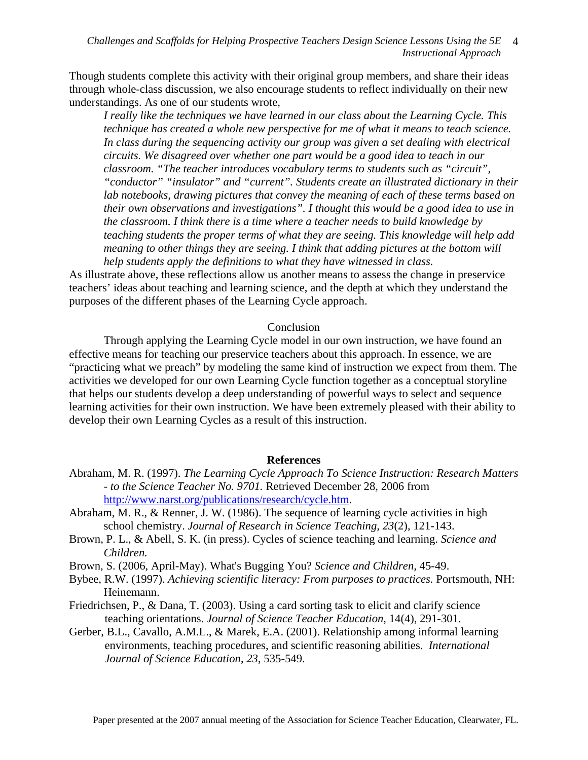Though students complete this activity with their original group members, and share their ideas through whole-class discussion, we also encourage students to reflect individually on their new understandings. As one of our students wrote,

> *I really like the techniques we have learned in our class about the Learning Cycle. This technique has created a whole new perspective for me of what it means to teach science. In class during the sequencing activity our group was given a set dealing with electrical circuits. We disagreed over whether one part would be a good idea to teach in our classroom. "The teacher introduces vocabulary terms to students such as "circuit", "conductor" "insulator" and "current". Students create an illustrated dictionary in their lab notebooks, drawing pictures that convey the meaning of each of these terms based on their own observations and investigations". I thought this would be a good idea to use in the classroom. I think there is a time where a teacher needs to build knowledge by teaching students the proper terms of what they are seeing. This knowledge will help add meaning to other things they are seeing. I think that adding pictures at the bottom will help students apply the definitions to what they have witnessed in class.*

As illustrate above, these reflections allow us another means to assess the change in preservice teachers' ideas about teaching and learning science, and the depth at which they understand the purposes of the different phases of the Learning Cycle approach.

## Conclusion

Through applying the Learning Cycle model in our own instruction, we have found an effective means for teaching our preservice teachers about this approach. In essence, we are "practicing what we preach" by modeling the same kind of instruction we expect from them. The activities we developed for our own Learning Cycle function together as a conceptual storyline that helps our students develop a deep understanding of powerful ways to select and sequence learning activities for their own instruction. We have been extremely pleased with their ability to develop their own Learning Cycles as a result of this instruction.

## References

Abraham, M. R. (1997). *The Learning Cycle Approach To Science Instruction: Research Matters - to the Science Teacher No. 9701.* Retrieved December 28, 2006 from http://www.narst.org/publications/research/cycle.htm.

Abraham, M. R., & Renner, J. W. (1986). The sequence of learning cycle activities in high school chemistry. *Journal of Research in Science Teaching, 23*(2), 121-143.

Brown, P. L., & Abell, S. K. (in press). Cycles of science teaching and learning. *Science and Children.*

Brown, S. (2006, April-May). What's Bugging You? *Science and Children,* 45-49.

Bybee, R.W. (1997). *Achieving scientific literacy: From purposes to practices.* Portsmouth, NH: Heinemann.

Friedrichsen, P., & Dana, T. (2003). Using a card sorting task to elicit and clarify science teaching orientations. *Journal of Science Teacher Education*, 14(4), 291-301.

Gerber, B.L., Cavallo, A.M.L., & Marek, E.A. (2001). Relationship among informal learning environments, teaching procedures, and scientific reasoning abilities. *International Journal of Science Education*, *23*, 535-549.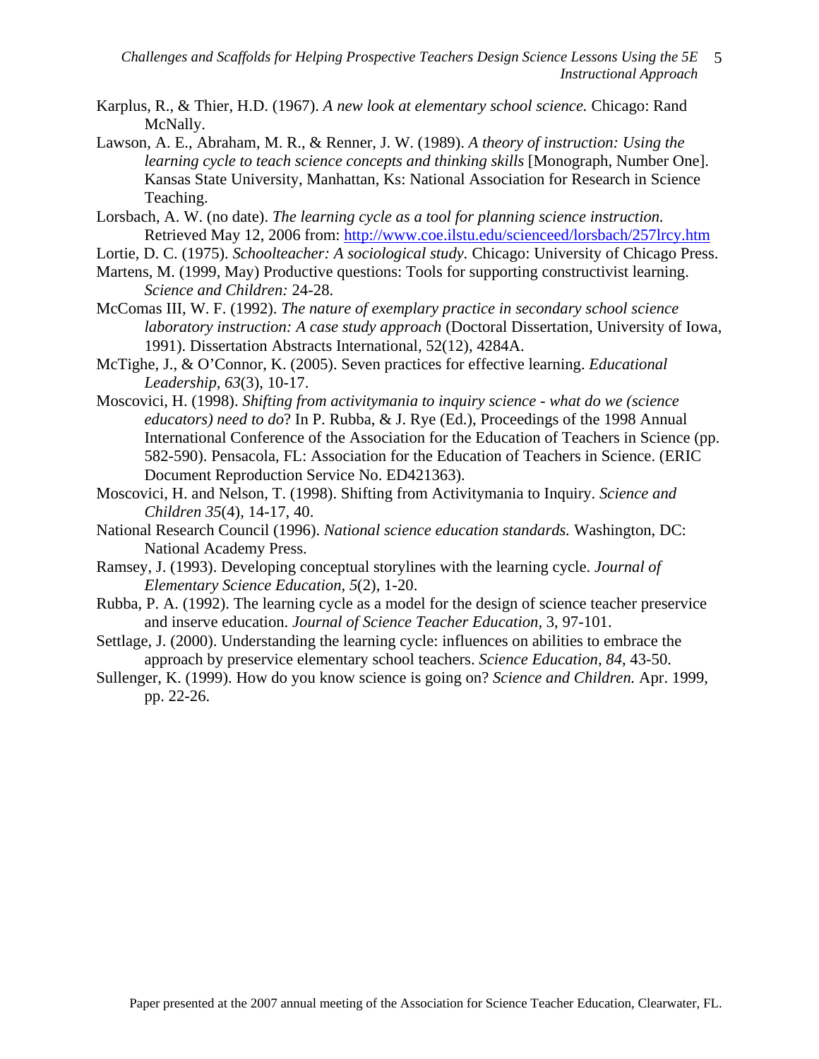Karplus, R., & Thier, H.D. (1967). *A new look at elementary school science.* Chicago: Rand McNally.

Lawson, A. E., Abraham, M. R., & Renner, J. W. (1989). *A theory of instruction: Using the learning cycle to teach science concepts and thinking skills* [Monograph, Number One]. Kansas State University, Manhattan, Ks: National Association for Research in Science Teaching.

Lorsbach, A. W. (no date). *The learning cycle as a tool for planning science instruction.* Retrieved May 12, 2006 from: http://www.coe.ilstu.edu/scienceed/lorsbach/257lrcy.htm

Lortie, D. C. (1975). *Schoolteacher: A sociological study.* Chicago: University of Chicago Press.

Martens, M. (1999, May) Productive questions: Tools for supporting constructivist learning. *Science and Children:* 24-28.

McComas III, W. F. (1992). *The nature of exemplary practice in secondary school science laboratory instruction: A case study approach* (Doctoral Dissertation, University of Iowa, 1991). Dissertation Abstracts International, 52(12), 4284A.

McTighe, J., & O'Connor, K. (2005). Seven practices for effective learning. *Educational Leadership, 63*(3), 10-17.

Moscovici, H. (1998). *Shifting from activitymania to inquiry science - what do we (science educators) need to do*? In P. Rubba, & J. Rye (Ed.), Proceedings of the 1998 Annual International Conference of the Association for the Education of Teachers in Science (pp. 582-590). Pensacola, FL: Association for the Education of Teachers in Science. (ERIC Document Reproduction Service No. ED421363).

Moscovici, H. and Nelson, T. (1998). Shifting from Activitymania to Inquiry. *Science and Children 35*(4), 14-17, 40.

National Research Council (1996). *National science education standards.* Washington, DC: National Academy Press.

Ramsey, J. (1993). Developing conceptual storylines with the learning cycle. *Journal of Elementary Science Education, 5*(2), 1-20.

Rubba, P. A. (1992). The learning cycle as a model for the design of science teacher preservice and inserve education. *Journal of Science Teacher Education,* 3, 97-101.

Settlage, J. (2000). Understanding the learning cycle: influences on abilities to embrace the approach by preservice elementary school teachers. *Science Education, 84*, 43-50.

Sullenger, K. (1999). How do you know science is going on? *Science and Children.* Apr. 1999, pp. 22-26.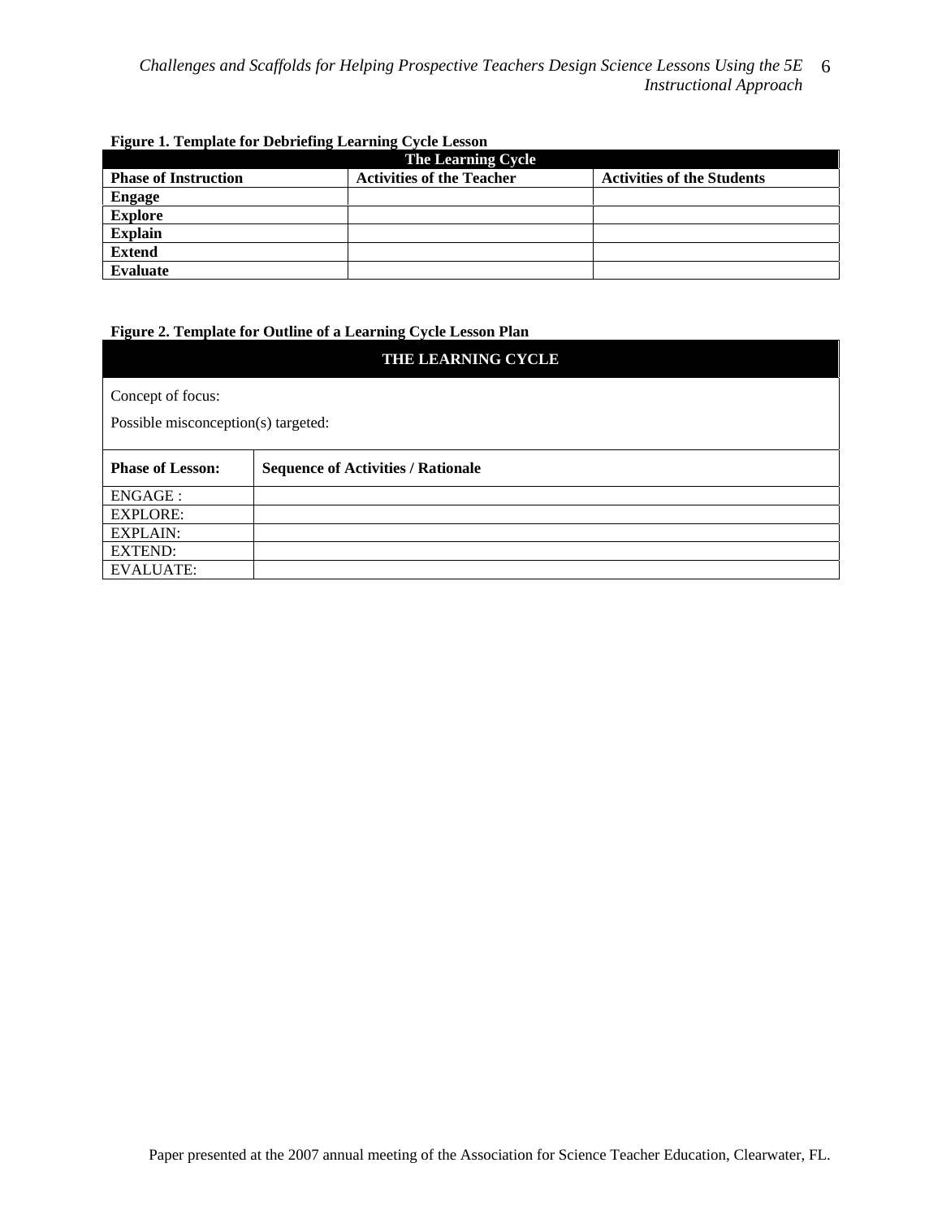**Figure 1. Template for Debriefing Learning Cycle Lesson**

| The Learning Cycle | | |
|---|---|---|
| **Phase of Instruction** | **Activities of the Teacher** | **Activities of the Students** |
| **Engage** | | |
| **Explore** | | |
| **Explain** | | |
| **Extend** | | |
| **Evaluate** | | |

**Figure 2. Template for Outline of a Learning Cycle Lesson Plan**

| THE LEARNING CYCLE | |
|---|---|
| Concept of focus:<br>Possible misconception(s) targeted: | |
| **Phase of Lesson:** | **Sequence of Activities / Rationale** |
| ENGAGE : | |
| EXPLORE: | |
| EXPLAIN: | |
| EXTEND: | |
| EVALUATE: | |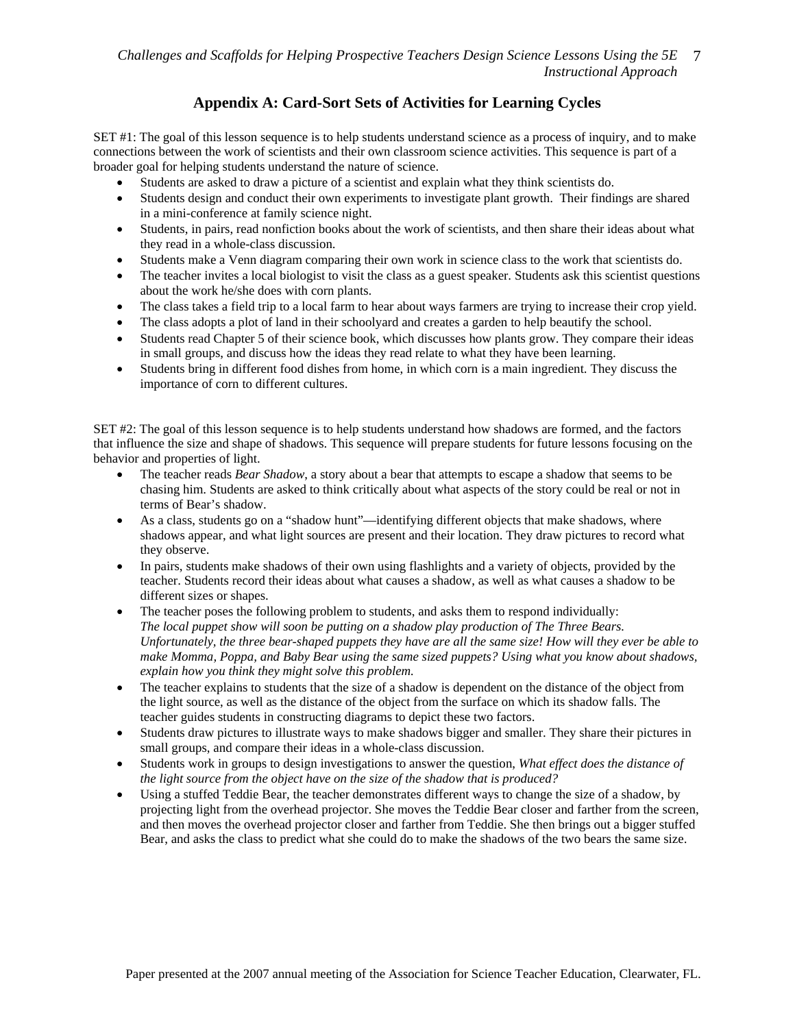## Appendix A: Card-Sort Sets of Activities for Learning Cycles

SET #1: The goal of this lesson sequence is to help students understand science as a process of inquiry, and to make connections between the work of scientists and their own classroom science activities. This sequence is part of a broader goal for helping students understand the nature of science.

- Students are asked to draw a picture of a scientist and explain what they think scientists do.
- Students design and conduct their own experiments to investigate plant growth. Their findings are shared in a mini-conference at family science night.
- Students, in pairs, read nonfiction books about the work of scientists, and then share their ideas about what they read in a whole-class discussion.
- Students make a Venn diagram comparing their own work in science class to the work that scientists do.
- The teacher invites a local biologist to visit the class as a guest speaker. Students ask this scientist questions about the work he/she does with corn plants.
- The class takes a field trip to a local farm to hear about ways farmers are trying to increase their crop yield.
- The class adopts a plot of land in their schoolyard and creates a garden to help beautify the school.
- Students read Chapter 5 of their science book, which discusses how plants grow. They compare their ideas in small groups, and discuss how the ideas they read relate to what they have been learning.
- Students bring in different food dishes from home, in which corn is a main ingredient. They discuss the importance of corn to different cultures.

SET #2: The goal of this lesson sequence is to help students understand how shadows are formed, and the factors that influence the size and shape of shadows. This sequence will prepare students for future lessons focusing on the behavior and properties of light.

- The teacher reads *Bear Shadow*, a story about a bear that attempts to escape a shadow that seems to be chasing him. Students are asked to think critically about what aspects of the story could be real or not in terms of Bear's shadow.
- As a class, students go on a "shadow hunt"—identifying different objects that make shadows, where shadows appear, and what light sources are present and their location. They draw pictures to record what they observe.
- In pairs, students make shadows of their own using flashlights and a variety of objects, provided by the teacher. Students record their ideas about what causes a shadow, as well as what causes a shadow to be different sizes or shapes.
- The teacher poses the following problem to students, and asks them to respond individually:
  *The local puppet show will soon be putting on a shadow play production of The Three Bears. Unfortunately, the three bear-shaped puppets they have are all the same size! How will they ever be able to make Momma, Poppa, and Baby Bear using the same sized puppets? Using what you know about shadows, explain how you think they might solve this problem.*
- The teacher explains to students that the size of a shadow is dependent on the distance of the object from the light source, as well as the distance of the object from the surface on which its shadow falls. The teacher guides students in constructing diagrams to depict these two factors.
- Students draw pictures to illustrate ways to make shadows bigger and smaller. They share their pictures in small groups, and compare their ideas in a whole-class discussion.
- Students work in groups to design investigations to answer the question, *What effect does the distance of the light source from the object have on the size of the shadow that is produced?*
- Using a stuffed Teddie Bear, the teacher demonstrates different ways to change the size of a shadow, by projecting light from the overhead projector. She moves the Teddie Bear closer and farther from the screen, and then moves the overhead projector closer and farther from Teddie. She then brings out a bigger stuffed Bear, and asks the class to predict what she could do to make the shadows of the two bears the same size.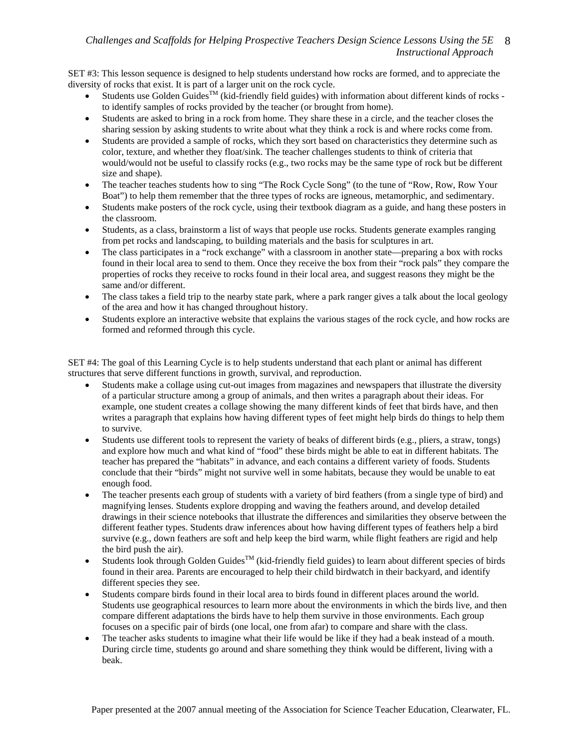SET #3: This lesson sequence is designed to help students understand how rocks are formed, and to appreciate the diversity of rocks that exist. It is part of a larger unit on the rock cycle.

- Students use Golden Guides™ (kid-friendly field guides) with information about different kinds of rocks - to identify samples of rocks provided by the teacher (or brought from home).
- Students are asked to bring in a rock from home. They share these in a circle, and the teacher closes the sharing session by asking students to write about what they think a rock is and where rocks come from.
- Students are provided a sample of rocks, which they sort based on characteristics they determine such as color, texture, and whether they float/sink. The teacher challenges students to think of criteria that would/would not be useful to classify rocks (e.g., two rocks may be the same type of rock but be different size and shape).
- The teacher teaches students how to sing "The Rock Cycle Song" (to the tune of "Row, Row, Row Your Boat") to help them remember that the three types of rocks are igneous, metamorphic, and sedimentary.
- Students make posters of the rock cycle, using their textbook diagram as a guide, and hang these posters in the classroom.
- Students, as a class, brainstorm a list of ways that people use rocks. Students generate examples ranging from pet rocks and landscaping, to building materials and the basis for sculptures in art.
- The class participates in a "rock exchange" with a classroom in another state—preparing a box with rocks found in their local area to send to them. Once they receive the box from their "rock pals" they compare the properties of rocks they receive to rocks found in their local area, and suggest reasons they might be the same and/or different.
- The class takes a field trip to the nearby state park, where a park ranger gives a talk about the local geology of the area and how it has changed throughout history.
- Students explore an interactive website that explains the various stages of the rock cycle, and how rocks are formed and reformed through this cycle.

SET #4: The goal of this Learning Cycle is to help students understand that each plant or animal has different structures that serve different functions in growth, survival, and reproduction.

- Students make a collage using cut-out images from magazines and newspapers that illustrate the diversity of a particular structure among a group of animals, and then writes a paragraph about their ideas. For example, one student creates a collage showing the many different kinds of feet that birds have, and then writes a paragraph that explains how having different types of feet might help birds do things to help them to survive.
- Students use different tools to represent the variety of beaks of different birds (e.g., pliers, a straw, tongs) and explore how much and what kind of "food" these birds might be able to eat in different habitats. The teacher has prepared the "habitats" in advance, and each contains a different variety of foods. Students conclude that their "birds" might not survive well in some habitats, because they would be unable to eat enough food.
- The teacher presents each group of students with a variety of bird feathers (from a single type of bird) and magnifying lenses. Students explore dropping and waving the feathers around, and develop detailed drawings in their science notebooks that illustrate the differences and similarities they observe between the different feather types. Students draw inferences about how having different types of feathers help a bird survive (e.g., down feathers are soft and help keep the bird warm, while flight feathers are rigid and help the bird push the air).
- Students look through Golden Guides™ (kid-friendly field guides) to learn about different species of birds found in their area. Parents are encouraged to help their child birdwatch in their backyard, and identify different species they see.
- Students compare birds found in their local area to birds found in different places around the world. Students use geographical resources to learn more about the environments in which the birds live, and then compare different adaptations the birds have to help them survive in those environments. Each group focuses on a specific pair of birds (one local, one from afar) to compare and share with the class.
- The teacher asks students to imagine what their life would be like if they had a beak instead of a mouth. During circle time, students go around and share something they think would be different, living with a beak.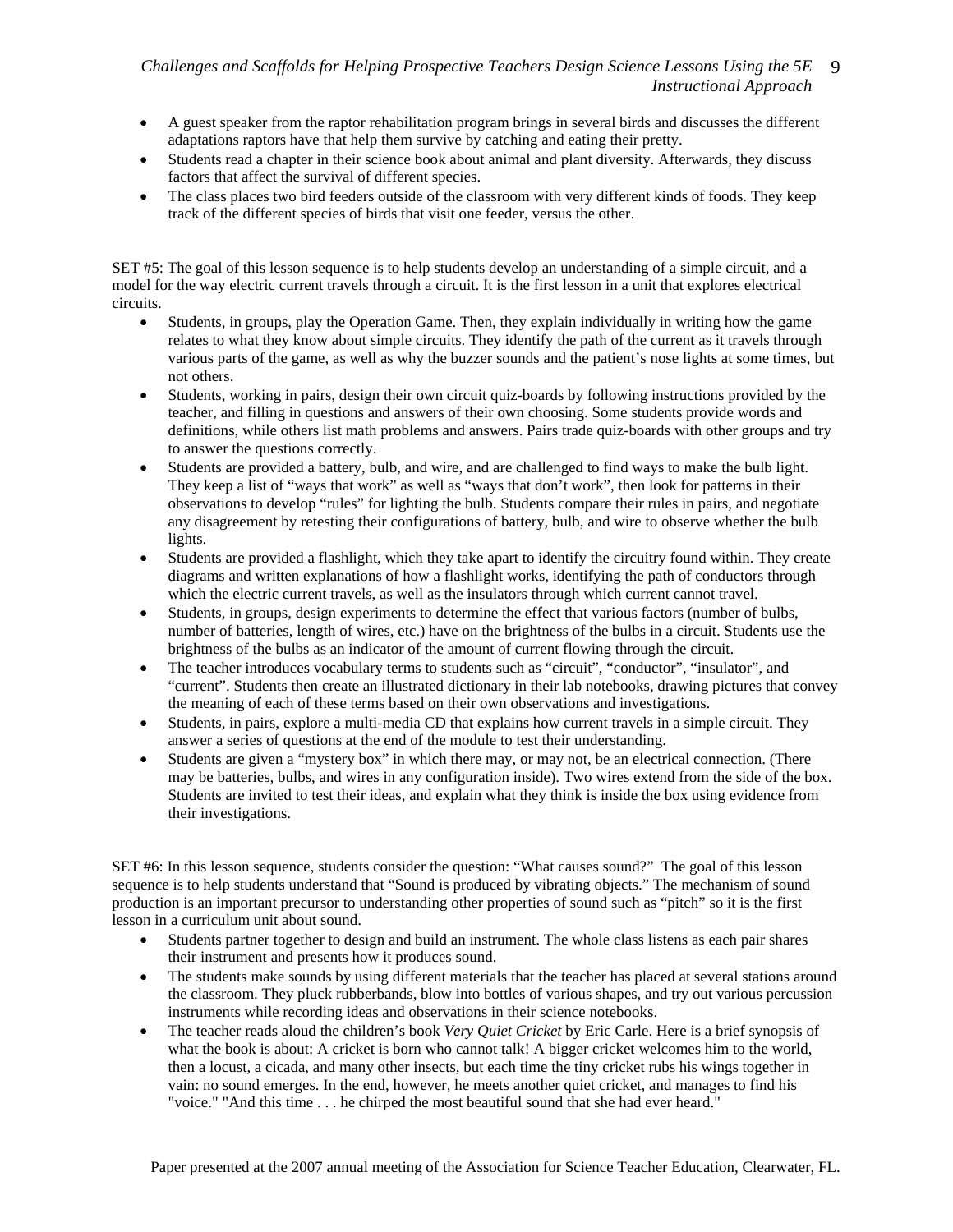- A guest speaker from the raptor rehabilitation program brings in several birds and discusses the different adaptations raptors have that help them survive by catching and eating their pretty.
- Students read a chapter in their science book about animal and plant diversity. Afterwards, they discuss factors that affect the survival of different species.
- The class places two bird feeders outside of the classroom with very different kinds of foods. They keep track of the different species of birds that visit one feeder, versus the other.

SET #5: The goal of this lesson sequence is to help students develop an understanding of a simple circuit, and a model for the way electric current travels through a circuit. It is the first lesson in a unit that explores electrical circuits.

- Students, in groups, play the Operation Game. Then, they explain individually in writing how the game relates to what they know about simple circuits. They identify the path of the current as it travels through various parts of the game, as well as why the buzzer sounds and the patient's nose lights at some times, but not others.
- Students, working in pairs, design their own circuit quiz-boards by following instructions provided by the teacher, and filling in questions and answers of their own choosing. Some students provide words and definitions, while others list math problems and answers. Pairs trade quiz-boards with other groups and try to answer the questions correctly.
- Students are provided a battery, bulb, and wire, and are challenged to find ways to make the bulb light. They keep a list of "ways that work" as well as "ways that don't work", then look for patterns in their observations to develop "rules" for lighting the bulb. Students compare their rules in pairs, and negotiate any disagreement by retesting their configurations of battery, bulb, and wire to observe whether the bulb lights.
- Students are provided a flashlight, which they take apart to identify the circuitry found within. They create diagrams and written explanations of how a flashlight works, identifying the path of conductors through which the electric current travels, as well as the insulators through which current cannot travel.
- Students, in groups, design experiments to determine the effect that various factors (number of bulbs, number of batteries, length of wires, etc.) have on the brightness of the bulbs in a circuit. Students use the brightness of the bulbs as an indicator of the amount of current flowing through the circuit.
- The teacher introduces vocabulary terms to students such as "circuit", "conductor", "insulator", and "current". Students then create an illustrated dictionary in their lab notebooks, drawing pictures that convey the meaning of each of these terms based on their own observations and investigations.
- Students, in pairs, explore a multi-media CD that explains how current travels in a simple circuit. They answer a series of questions at the end of the module to test their understanding.
- Students are given a "mystery box" in which there may, or may not, be an electrical connection. (There may be batteries, bulbs, and wires in any configuration inside). Two wires extend from the side of the box. Students are invited to test their ideas, and explain what they think is inside the box using evidence from their investigations.

SET #6: In this lesson sequence, students consider the question: "What causes sound?" The goal of this lesson sequence is to help students understand that "Sound is produced by vibrating objects." The mechanism of sound production is an important precursor to understanding other properties of sound such as "pitch" so it is the first lesson in a curriculum unit about sound.

- Students partner together to design and build an instrument. The whole class listens as each pair shares their instrument and presents how it produces sound.
- The students make sounds by using different materials that the teacher has placed at several stations around the classroom. They pluck rubberbands, blow into bottles of various shapes, and try out various percussion instruments while recording ideas and observations in their science notebooks.
- The teacher reads aloud the children's book *Very Quiet Cricket* by Eric Carle. Here is a brief synopsis of what the book is about: A cricket is born who cannot talk! A bigger cricket welcomes him to the world, then a locust, a cicada, and many other insects, but each time the tiny cricket rubs his wings together in vain: no sound emerges. In the end, however, he meets another quiet cricket, and manages to find his "voice." "And this time . . . he chirped the most beautiful sound that she had ever heard."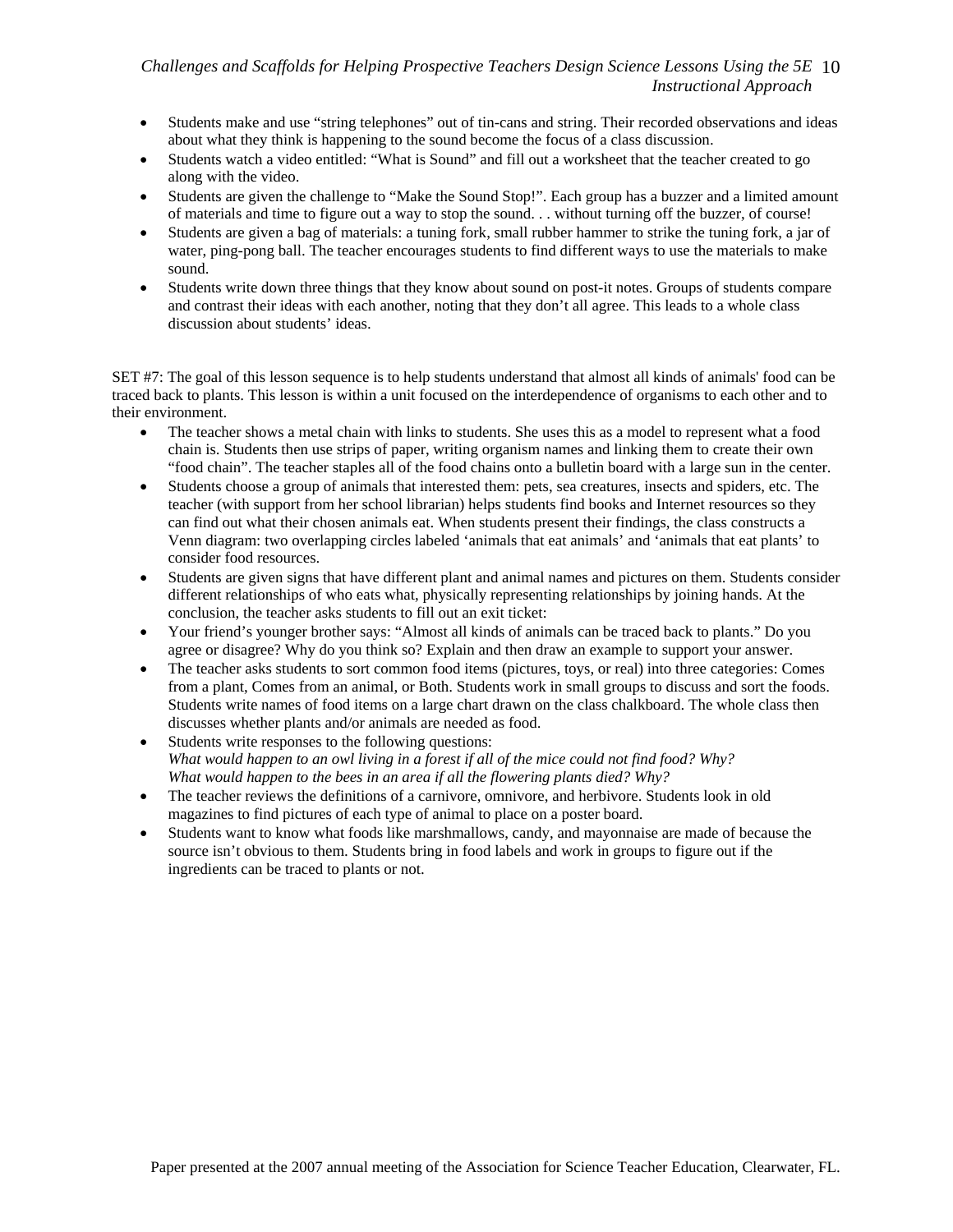- Students make and use “string telephones” out of tin-cans and string. Their recorded observations and ideas about what they think is happening to the sound become the focus of a class discussion.
- Students watch a video entitled: “What is Sound” and fill out a worksheet that the teacher created to go along with the video.
- Students are given the challenge to “Make the Sound Stop!”. Each group has a buzzer and a limited amount of materials and time to figure out a way to stop the sound. . . without turning off the buzzer, of course!
- Students are given a bag of materials: a tuning fork, small rubber hammer to strike the tuning fork, a jar of water, ping-pong ball. The teacher encourages students to find different ways to use the materials to make sound.
- Students write down three things that they know about sound on post-it notes. Groups of students compare and contrast their ideas with each another, noting that they don’t all agree. This leads to a whole class discussion about students’ ideas.

SET #7: The goal of this lesson sequence is to help students understand that almost all kinds of animals' food can be traced back to plants. This lesson is within a unit focused on the interdependence of organisms to each other and to their environment.

- The teacher shows a metal chain with links to students. She uses this as a model to represent what a food chain is. Students then use strips of paper, writing organism names and linking them to create their own “food chain”. The teacher staples all of the food chains onto a bulletin board with a large sun in the center.
- Students choose a group of animals that interested them: pets, sea creatures, insects and spiders, etc. The teacher (with support from her school librarian) helps students find books and Internet resources so they can find out what their chosen animals eat. When students present their findings, the class constructs a Venn diagram: two overlapping circles labeled ‘animals that eat animals’ and ‘animals that eat plants’ to consider food resources.
- Students are given signs that have different plant and animal names and pictures on them. Students consider different relationships of who eats what, physically representing relationships by joining hands. At the conclusion, the teacher asks students to fill out an exit ticket:
- Your friend’s younger brother says: “Almost all kinds of animals can be traced back to plants.” Do you agree or disagree? Why do you think so? Explain and then draw an example to support your answer.
- The teacher asks students to sort common food items (pictures, toys, or real) into three categories: Comes from a plant, Comes from an animal, or Both. Students work in small groups to discuss and sort the foods. Students write names of food items on a large chart drawn on the class chalkboard. The whole class then discusses whether plants and/or animals are needed as food.
- Students write responses to the following questions:
  *What would happen to an owl living in a forest if all of the mice could not find food? Why?*
  *What would happen to the bees in an area if all the flowering plants died? Why?*
- The teacher reviews the definitions of a carnivore, omnivore, and herbivore. Students look in old magazines to find pictures of each type of animal to place on a poster board.
- Students want to know what foods like marshmallows, candy, and mayonnaise are made of because the source isn’t obvious to them. Students bring in food labels and work in groups to figure out if the ingredients can be traced to plants or not.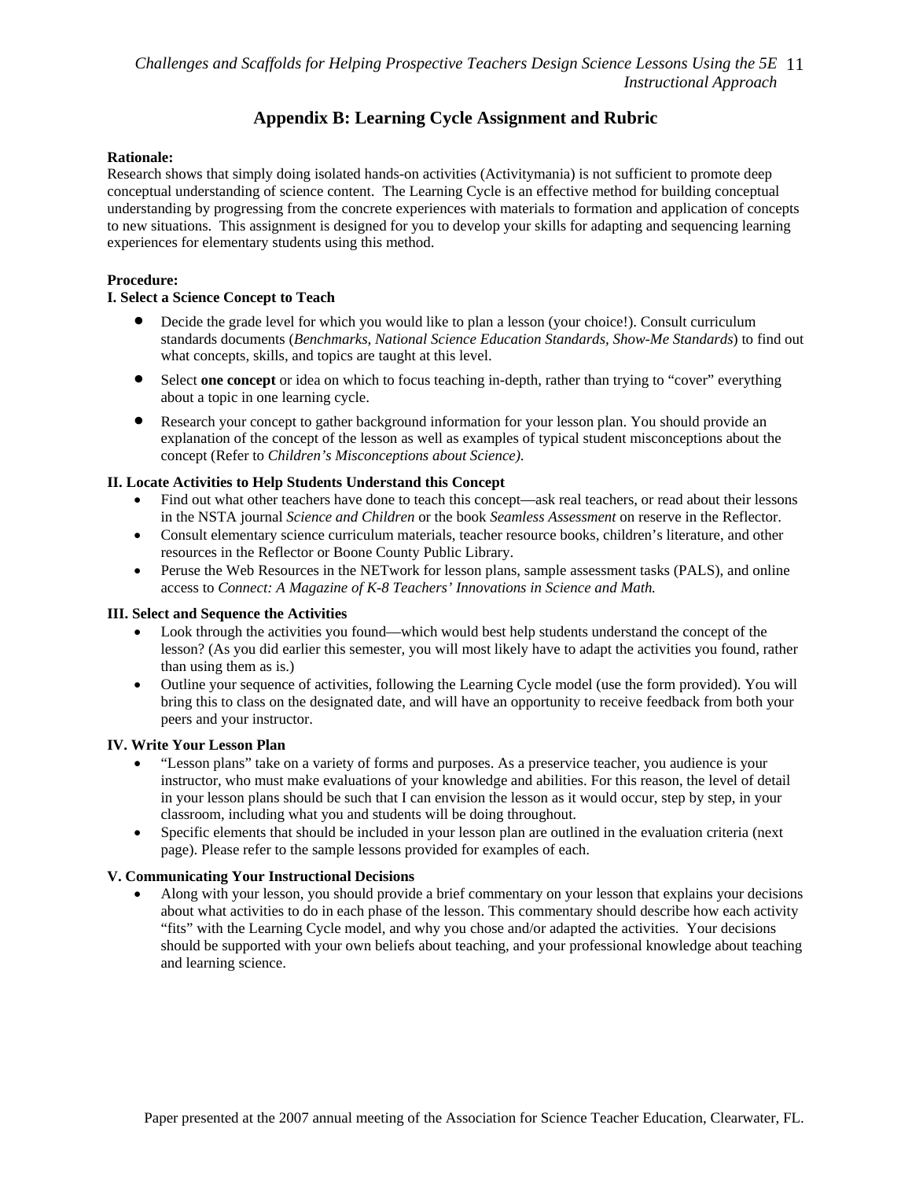## Appendix B: Learning Cycle Assignment and Rubric

**Rationale:**
Research shows that simply doing isolated hands-on activities (Activitymania) is not sufficient to promote deep conceptual understanding of science content. The Learning Cycle is an effective method for building conceptual understanding by progressing from the concrete experiences with materials to formation and application of concepts to new situations. This assignment is designed for you to develop your skills for adapting and sequencing learning experiences for elementary students using this method.

**Procedure:**

**I. Select a Science Concept to Teach**

- Decide the grade level for which you would like to plan a lesson (your choice!). Consult curriculum standards documents (*Benchmarks, National Science Education Standards, Show-Me Standards*) to find out what concepts, skills, and topics are taught at this level.
- Select **one concept** or idea on which to focus teaching in-depth, rather than trying to "cover" everything about a topic in one learning cycle.
- Research your concept to gather background information for your lesson plan. You should provide an explanation of the concept of the lesson as well as examples of typical student misconceptions about the concept (Refer to *Children's Misconceptions about Science).*

**II. Locate Activities to Help Students Understand this Concept**

- Find out what other teachers have done to teach this concept—ask real teachers, or read about their lessons in the NSTA journal *Science and Children* or the book *Seamless Assessment* on reserve in the Reflector.
- Consult elementary science curriculum materials, teacher resource books, children's literature, and other resources in the Reflector or Boone County Public Library.
- Peruse the Web Resources in the NETwork for lesson plans, sample assessment tasks (PALS), and online access to *Connect: A Magazine of K-8 Teachers' Innovations in Science and Math.*

**III. Select and Sequence the Activities**

- Look through the activities you found—which would best help students understand the concept of the lesson? (As you did earlier this semester, you will most likely have to adapt the activities you found, rather than using them as is.)
- Outline your sequence of activities, following the Learning Cycle model (use the form provided). You will bring this to class on the designated date, and will have an opportunity to receive feedback from both your peers and your instructor.

**IV. Write Your Lesson Plan**

- "Lesson plans" take on a variety of forms and purposes. As a preservice teacher, you audience is your instructor, who must make evaluations of your knowledge and abilities. For this reason, the level of detail in your lesson plans should be such that I can envision the lesson as it would occur, step by step, in your classroom, including what you and students will be doing throughout.
- Specific elements that should be included in your lesson plan are outlined in the evaluation criteria (next page). Please refer to the sample lessons provided for examples of each.

**V. Communicating Your Instructional Decisions**

- Along with your lesson, you should provide a brief commentary on your lesson that explains your decisions about what activities to do in each phase of the lesson. This commentary should describe how each activity "fits" with the Learning Cycle model, and why you chose and/or adapted the activities. Your decisions should be supported with your own beliefs about teaching, and your professional knowledge about teaching and learning science.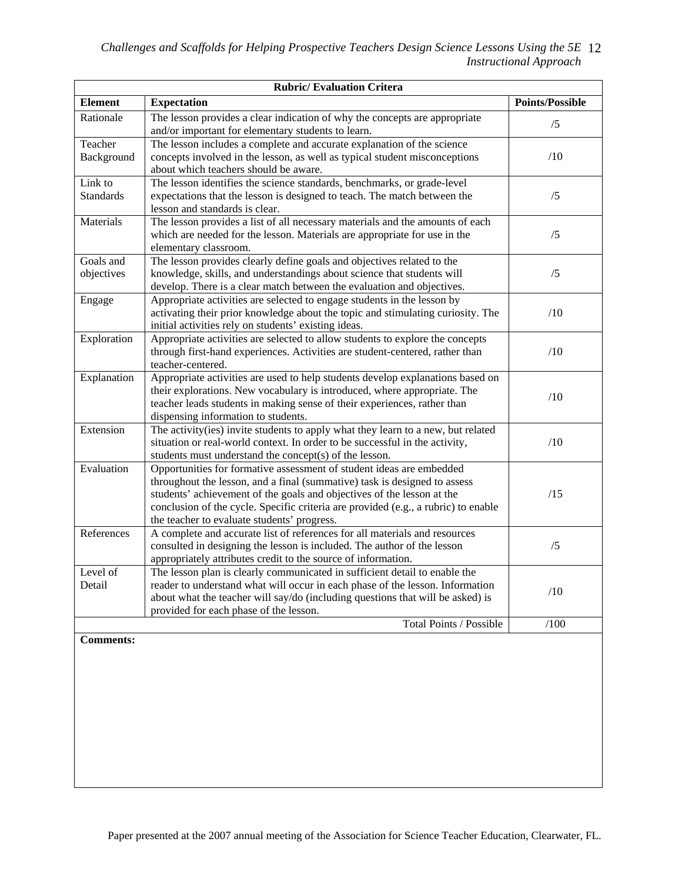| Rubric/ Evaluation Critera | | |
|---|---|---|
| **Element** | **Expectation** | **Points/Possible** |
| Rationale | The lesson provides a clear indication of why the concepts are appropriate and/or important for elementary students to learn. | /5 |
| Teacher Background | The lesson includes a complete and accurate explanation of the science concepts involved in the lesson, as well as typical student misconceptions about which teachers should be aware. | /10 |
| Link to Standards | The lesson identifies the science standards, benchmarks, or grade-level expectations that the lesson is designed to teach. The match between the lesson and standards is clear. | /5 |
| Materials | The lesson provides a list of all necessary materials and the amounts of each which are needed for the lesson. Materials are appropriate for use in the elementary classroom. | /5 |
| Goals and objectives | The lesson provides clearly define goals and objectives related to the knowledge, skills, and understandings about science that students will develop. There is a clear match between the evaluation and objectives. | /5 |
| Engage | Appropriate activities are selected to engage students in the lesson by activating their prior knowledge about the topic and stimulating curiosity. The initial activities rely on students' existing ideas. | /10 |
| Exploration | Appropriate activities are selected to allow students to explore the concepts through first-hand experiences. Activities are student-centered, rather than teacher-centered. | /10 |
| Explanation | Appropriate activities are used to help students develop explanations based on their explorations. New vocabulary is introduced, where appropriate. The teacher leads students in making sense of their experiences, rather than dispensing information to students. | /10 |
| Extension | The activity(ies) invite students to apply what they learn to a new, but related situation or real-world context. In order to be successful in the activity, students must understand the concept(s) of the lesson. | /10 |
| Evaluation | Opportunities for formative assessment of student ideas are embedded throughout the lesson, and a final (summative) task is designed to assess students' achievement of the goals and objectives of the lesson at the conclusion of the cycle. Specific criteria are provided (e.g., a rubric) to enable the teacher to evaluate students' progress. | /15 |
| References | A complete and accurate list of references for all materials and resources consulted in designing the lesson is included. The author of the lesson appropriately attributes credit to the source of information. | /5 |
| Level of Detail | The lesson plan is clearly communicated in sufficient detail to enable the reader to understand what will occur in each phase of the lesson. Information about what the teacher will say/do (including questions that will be asked) is provided for each phase of the lesson. | /10 |
| | Total Points / Possible | /100 |

**Comments:**